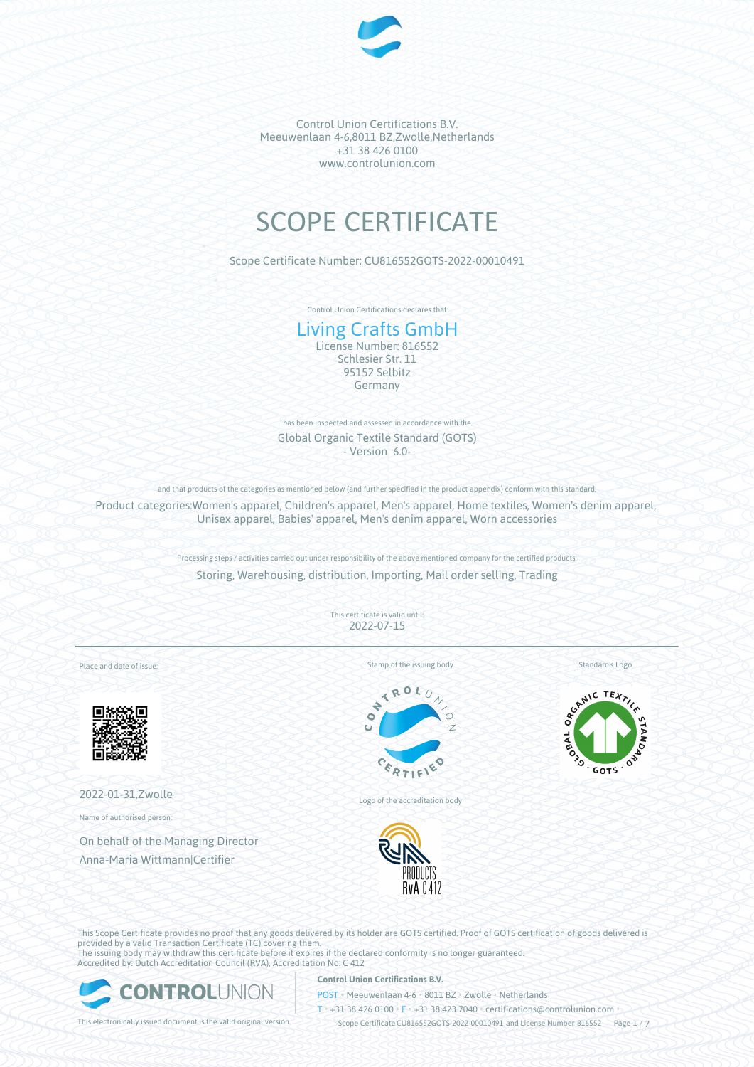Control Union Certifications B.V.
Meeuwenlaan 4-6,8011 BZ,Zwolle,Netherlands
+31 38 426 0100
www.controlunion.com

# SCOPE CERTIFICATE

Scope Certificate Number: CU816552GOTS-2022-00010491

Control Union Certifications declares that

## Living Crafts GmbH

License Number: 816552
Schlesier Str. 11
95152 Selbitz
Germany

has been inspected and assessed in accordance with the

Global Organic Textile Standard (GOTS)
- Version 6.0-

and that products of the categories as mentioned below (and further specified in the product appendix) conform with this standard.

Product categories:Women's apparel, Children's apparel, Men's apparel, Home textiles, Women's denim apparel, Unisex apparel, Babies' apparel, Men's denim apparel, Worn accessories

Processing steps / activities carried out under responsibility of the above mentioned company for the certified products:

Storing, Warehousing, distribution, Importing, Mail order selling, Trading

This certificate is valid until:
2022-07-15

Place and date of issue:

2022-01-31,Zwolle

Name of authorised person:

On behalf of the Managing Director
Anna-Maria Wittmann|Certifier

Stamp of the issuing body

Logo of the accreditation body

Standard's Logo

This Scope Certificate provides no proof that any goods delivered by its holder are GOTS certified. Proof of GOTS certification of goods delivered is provided by a valid Transaction Certificate (TC) covering them.
The issuing body may withdraw this certificate before it expires if the declared conformity is no longer guaranteed.
Accredited by: Dutch Accreditation Council (RVA), Accreditation No: C 412

This electronically issued document is the valid original version.

**Control Union Certifications B.V.**
POST • Meeuwenlaan 4-6 • 8011 BZ • Zwolle • Netherlands
T • +31 38 426 0100 • F • +31 38 423 7040 • certifications@controlunion.com •
Scope Certificate CU816552GOTS-2022-00010491 and License Number 816552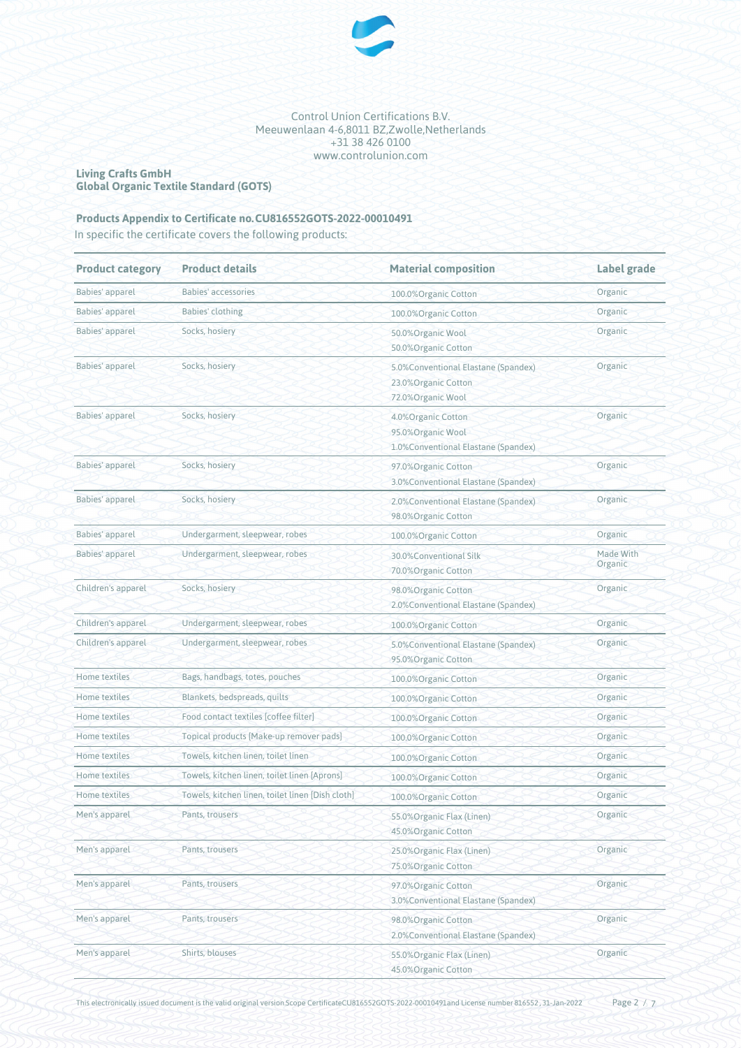Control Union Certifications B.V.
Meeuwenlaan 4-6,8011 BZ,Zwolle,Netherlands
+31 38 426 0100
www.controlunion.com

**Living Crafts GmbH**
**Global Organic Textile Standard (GOTS)**

### Products Appendix to Certificate no.CU816552GOTS-2022-00010491

In specific the certificate covers the following products:

| Product category | Product details | Material composition | Label grade |
|---|---|---|---|
| Babies' apparel | Babies' accessories | 100.0%Organic Cotton | Organic |
| Babies' apparel | Babies' clothing | 100.0%Organic Cotton | Organic |
| Babies' apparel | Socks, hosiery | 50.0%Organic Wool<br>50.0%Organic Cotton | Organic |
| Babies' apparel | Socks, hosiery | 5.0%Conventional Elastane (Spandex)<br>23.0%Organic Cotton<br>72.0%Organic Wool | Organic |
| Babies' apparel | Socks, hosiery | 4.0%Organic Cotton<br>95.0%Organic Wool<br>1.0%Conventional Elastane (Spandex) | Organic |
| Babies' apparel | Socks, hosiery | 97.0%Organic Cotton<br>3.0%Conventional Elastane (Spandex) | Organic |
| Babies' apparel | Socks, hosiery | 2.0%Conventional Elastane (Spandex)<br>98.0%Organic Cotton | Organic |
| Babies' apparel | Undergarment, sleepwear, robes | 100.0%Organic Cotton | Organic |
| Babies' apparel | Undergarment, sleepwear, robes | 30.0%Conventional Silk<br>70.0%Organic Cotton | Made With Organic |
| Children's apparel | Socks, hosiery | 98.0%Organic Cotton<br>2.0%Conventional Elastane (Spandex) | Organic |
| Children's apparel | Undergarment, sleepwear, robes | 100.0%Organic Cotton | Organic |
| Children's apparel | Undergarment, sleepwear, robes | 5.0%Conventional Elastane (Spandex)<br>95.0%Organic Cotton | Organic |
| Home textiles | Bags, handbags, totes, pouches | 100.0%Organic Cotton | Organic |
| Home textiles | Blankets, bedspreads, quilts | 100.0%Organic Cotton | Organic |
| Home textiles | Food contact textiles [coffee filter] | 100.0%Organic Cotton | Organic |
| Home textiles | Topical products [Make-up remover pads] | 100.0%Organic Cotton | Organic |
| Home textiles | Towels, kitchen linen, toilet linen | 100.0%Organic Cotton | Organic |
| Home textiles | Towels, kitchen linen, toilet linen [Aprons] | 100.0%Organic Cotton | Organic |
| Home textiles | Towels, kitchen linen, toilet linen [Dish cloth] | 100.0%Organic Cotton | Organic |
| Men's apparel | Pants, trousers | 55.0%Organic Flax (Linen)<br>45.0%Organic Cotton | Organic |
| Men's apparel | Pants, trousers | 25.0%Organic Flax (Linen)<br>75.0%Organic Cotton | Organic |
| Men's apparel | Pants, trousers | 97.0%Organic Cotton<br>3.0%Conventional Elastane (Spandex) | Organic |
| Men's apparel | Pants, trousers | 98.0%Organic Cotton<br>2.0%Conventional Elastane (Spandex) | Organic |
| Men's apparel | Shirts, blouses | 55.0%Organic Flax (Linen)<br>45.0%Organic Cotton | Organic |

This electronically issued document is the valid original version.Scope CertificateCU816552GOTS-2022-00010491and License number 816552 , 31-Jan-2022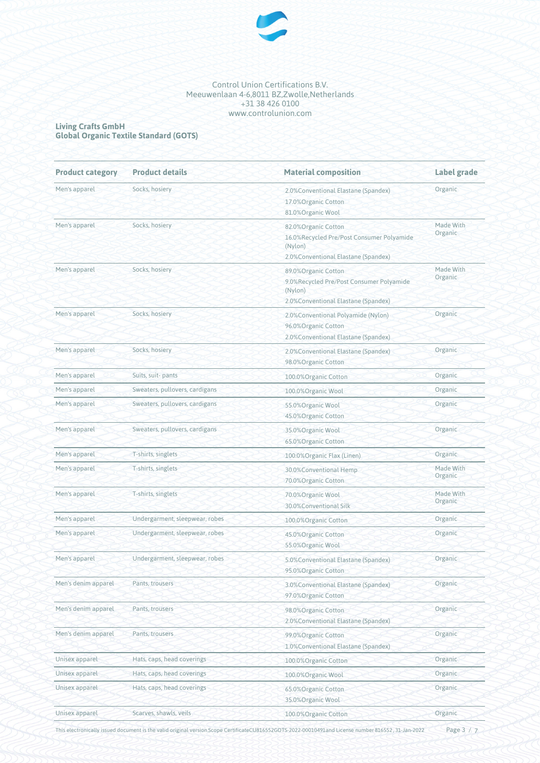Control Union Certifications B.V.
Meeuwenlaan 4-6,8011 BZ,Zwolle,Netherlands
+31 38 426 0100
www.controlunion.com

**Living Crafts GmbH**
**Global Organic Textile Standard (GOTS)**

| Product category | Product details | Material composition | Label grade |
|---|---|---|---|
| Men's apparel | Socks, hosiery | 2.0%Conventional Elastane (Spandex)<br>17.0%Organic Cotton<br>81.0%Organic Wool | Organic |
| Men's apparel | Socks, hosiery | 82.0%Organic Cotton<br>16.0%Recycled Pre/Post Consumer Polyamide (Nylon)<br>2.0%Conventional Elastane (Spandex) | Made With Organic |
| Men's apparel | Socks, hosiery | 89.0%Organic Cotton<br>9.0%Recycled Pre/Post Consumer Polyamide (Nylon)<br>2.0%Conventional Elastane (Spandex) | Made With Organic |
| Men's apparel | Socks, hosiery | 2.0%Conventional Polyamide (Nylon)<br>96.0%Organic Cotton<br>2.0%Conventional Elastane (Spandex) | Organic |
| Men's apparel | Socks, hosiery | 2.0%Conventional Elastane (Spandex)<br>98.0%Organic Cotton | Organic |
| Men's apparel | Suits, suit- pants | 100.0%Organic Cotton | Organic |
| Men's apparel | Sweaters, pullovers, cardigans | 100.0%Organic Wool | Organic |
| Men's apparel | Sweaters, pullovers, cardigans | 55.0%Organic Wool<br>45.0%Organic Cotton | Organic |
| Men's apparel | Sweaters, pullovers, cardigans | 35.0%Organic Wool<br>65.0%Organic Cotton | Organic |
| Men's apparel | T-shirts, singlets | 100.0%Organic Flax (Linen) | Organic |
| Men's apparel | T-shirts, singlets | 30.0%Conventional Hemp<br>70.0%Organic Cotton | Made With Organic |
| Men's apparel | T-shirts, singlets | 70.0%Organic Wool<br>30.0%Conventional Silk | Made With Organic |
| Men's apparel | Undergarment, sleepwear, robes | 100.0%Organic Cotton | Organic |
| Men's apparel | Undergarment, sleepwear, robes | 45.0%Organic Cotton<br>55.0%Organic Wool | Organic |
| Men's apparel | Undergarment, sleepwear, robes | 5.0%Conventional Elastane (Spandex)<br>95.0%Organic Cotton | Organic |
| Men's denim apparel | Pants, trousers | 3.0%Conventional Elastane (Spandex)<br>97.0%Organic Cotton | Organic |
| Men's denim apparel | Pants, trousers | 98.0%Organic Cotton<br>2.0%Conventional Elastane (Spandex) | Organic |
| Men's denim apparel | Pants, trousers | 99.0%Organic Cotton<br>1.0%Conventional Elastane (Spandex) | Organic |
| Unisex apparel | Hats, caps, head coverings | 100.0%Organic Cotton | Organic |
| Unisex apparel | Hats, caps, head coverings | 100.0%Organic Wool | Organic |
| Unisex apparel | Hats, caps, head coverings | 65.0%Organic Cotton<br>35.0%Organic Wool | Organic |
| Unisex apparel | Scarves, shawls, veils | 100.0%Organic Cotton | Organic |

This electronically issued document is the valid original version.Scope CertificateCU816552GOTS-2022-00010491and License number 816552 , 31-Jan-2022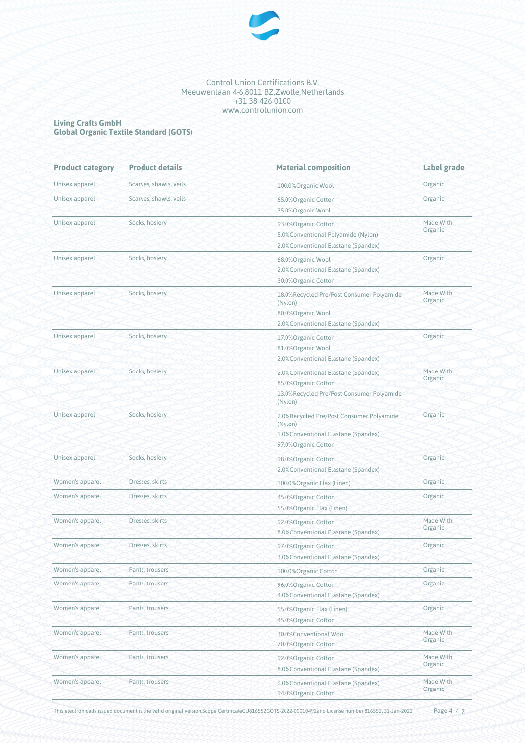Control Union Certifications B.V.
Meeuwenlaan 4-6,8011 BZ,Zwolle,Netherlands
+31 38 426 0100
www.controlunion.com

**Living Crafts GmbH**
**Global Organic Textile Standard (GOTS)**

| Product category | Product details | Material composition | Label grade |
|---|---|---|---|
| Unisex apparel | Scarves, shawls, veils | 100.0%Organic Wool | Organic |
| Unisex apparel | Scarves, shawls, veils | 65.0%Organic Cotton<br>35.0%Organic Wool | Organic |
| Unisex apparel | Socks, hosiery | 93.0%Organic Cotton<br>5.0%Conventional Polyamide (Nylon)<br>2.0%Conventional Elastane (Spandex) | Made With Organic |
| Unisex apparel | Socks, hosiery | 68.0%Organic Wool<br>2.0%Conventional Elastane (Spandex)<br>30.0%Organic Cotton | Organic |
| Unisex apparel | Socks, hosiery | 18.0%Recycled Pre/Post Consumer Polyamide (Nylon)<br>80.0%Organic Wool<br>2.0%Conventional Elastane (Spandex) | Made With Organic |
| Unisex apparel | Socks, hosiery | 17.0%Organic Cotton<br>81.0%Organic Wool<br>2.0%Conventional Elastane (Spandex) | Organic |
| Unisex apparel | Socks, hosiery | 2.0%Conventional Elastane (Spandex)<br>85.0%Organic Cotton<br>13.0%Recycled Pre/Post Consumer Polyamide (Nylon) | Made With Organic |
| Unisex apparel | Socks, hosiery | 2.0%Recycled Pre/Post Consumer Polyamide (Nylon)<br>1.0%Conventional Elastane (Spandex)<br>97.0%Organic Cotton | Organic |
| Unisex apparel | Socks, hosiery | 98.0%Organic Cotton<br>2.0%Conventional Elastane (Spandex) | Organic |
| Women's apparel | Dresses, skirts | 100.0%Organic Flax (Linen) | Organic |
| Women's apparel | Dresses, skirts | 45.0%Organic Cotton<br>55.0%Organic Flax (Linen) | Organic |
| Women's apparel | Dresses, skirts | 92.0%Organic Cotton<br>8.0%Conventional Elastane (Spandex) | Made With Organic |
| Women's apparel | Dresses, skirts | 97.0%Organic Cotton<br>3.0%Conventional Elastane (Spandex) | Organic |
| Women's apparel | Pants, trousers | 100.0%Organic Cotton | Organic |
| Women's apparel | Pants, trousers | 96.0%Organic Cotton<br>4.0%Conventional Elastane (Spandex) | Organic |
| Women's apparel | Pants, trousers | 55.0%Organic Flax (Linen)<br>45.0%Organic Cotton | Organic |
| Women's apparel | Pants, trousers | 30.0%Conventional Wool<br>70.0%Organic Cotton | Made With Organic |
| Women's apparel | Pants, trousers | 92.0%Organic Cotton<br>8.0%Conventional Elastane (Spandex) | Made With Organic |
| Women's apparel | Pants, trousers | 6.0%Conventional Elastane (Spandex)<br>94.0%Organic Cotton | Made With Organic |

This electronically issued document is the valid original version.Scope CertificateCU816552GOTS-2022-00010491and License number 816552, 31-Jan-2022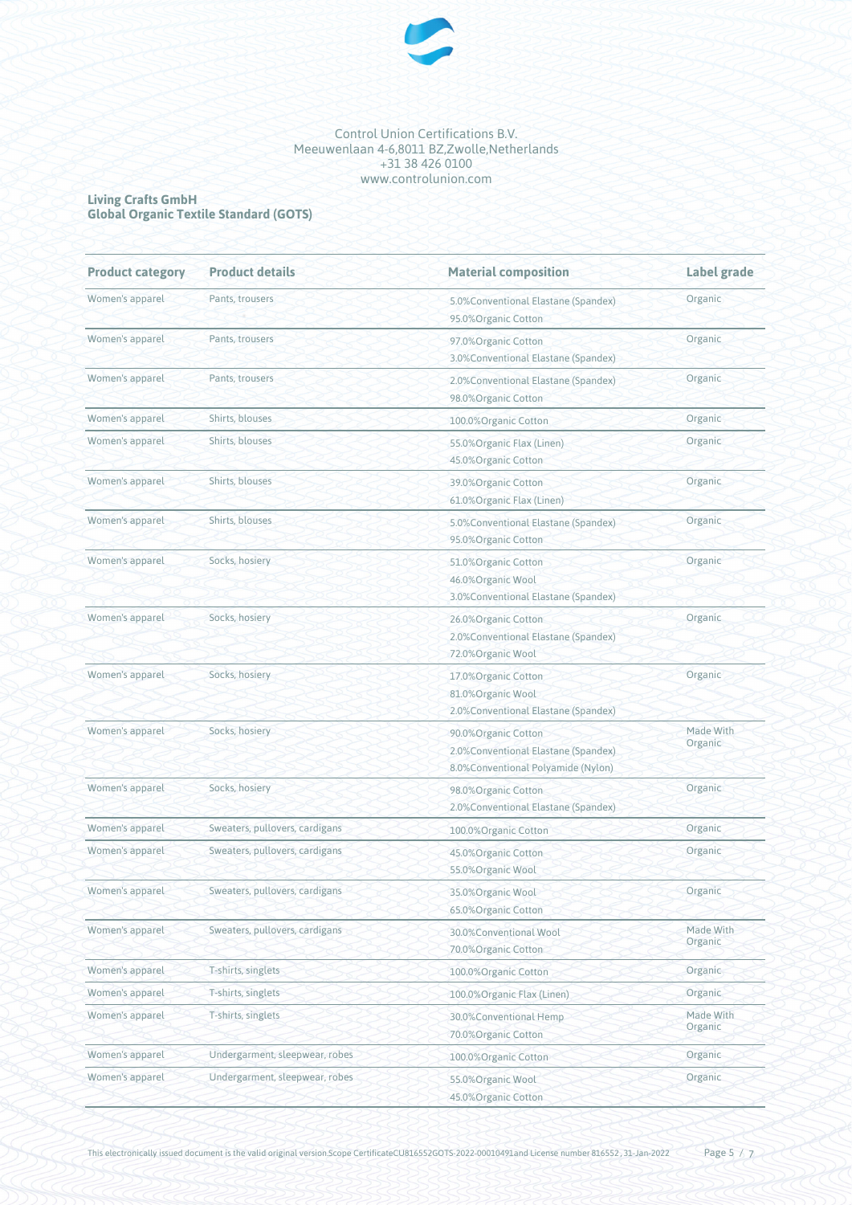Control Union Certifications B.V.
Meeuwenlaan 4-6,8011 BZ,Zwolle,Netherlands
+31 38 426 0100
www.controlunion.com

**Living Crafts GmbH**
**Global Organic Textile Standard (GOTS)**

| Product category | Product details | Material composition | Label grade |
|---|---|---|---|
| Women's apparel | Pants, trousers | 5.0%Conventional Elastane (Spandex)<br>95.0%Organic Cotton | Organic |
| Women's apparel | Pants, trousers | 97.0%Organic Cotton<br>3.0%Conventional Elastane (Spandex) | Organic |
| Women's apparel | Pants, trousers | 2.0%Conventional Elastane (Spandex)<br>98.0%Organic Cotton | Organic |
| Women's apparel | Shirts, blouses | 100.0%Organic Cotton | Organic |
| Women's apparel | Shirts, blouses | 55.0%Organic Flax (Linen)<br>45.0%Organic Cotton | Organic |
| Women's apparel | Shirts, blouses | 39.0%Organic Cotton<br>61.0%Organic Flax (Linen) | Organic |
| Women's apparel | Shirts, blouses | 5.0%Conventional Elastane (Spandex)<br>95.0%Organic Cotton | Organic |
| Women's apparel | Socks, hosiery | 51.0%Organic Cotton<br>46.0%Organic Wool<br>3.0%Conventional Elastane (Spandex) | Organic |
| Women's apparel | Socks, hosiery | 26.0%Organic Cotton<br>2.0%Conventional Elastane (Spandex)<br>72.0%Organic Wool | Organic |
| Women's apparel | Socks, hosiery | 17.0%Organic Cotton<br>81.0%Organic Wool<br>2.0%Conventional Elastane (Spandex) | Organic |
| Women's apparel | Socks, hosiery | 90.0%Organic Cotton<br>2.0%Conventional Elastane (Spandex)<br>8.0%Conventional Polyamide (Nylon) | Made With Organic |
| Women's apparel | Socks, hosiery | 98.0%Organic Cotton<br>2.0%Conventional Elastane (Spandex) | Organic |
| Women's apparel | Sweaters, pullovers, cardigans | 100.0%Organic Cotton | Organic |
| Women's apparel | Sweaters, pullovers, cardigans | 45.0%Organic Cotton<br>55.0%Organic Wool | Organic |
| Women's apparel | Sweaters, pullovers, cardigans | 35.0%Organic Wool<br>65.0%Organic Cotton | Organic |
| Women's apparel | Sweaters, pullovers, cardigans | 30.0%Conventional Wool<br>70.0%Organic Cotton | Made With Organic |
| Women's apparel | T-shirts, singlets | 100.0%Organic Cotton | Organic |
| Women's apparel | T-shirts, singlets | 100.0%Organic Flax (Linen) | Organic |
| Women's apparel | T-shirts, singlets | 30.0%Conventional Hemp<br>70.0%Organic Cotton | Made With Organic |
| Women's apparel | Undergarment, sleepwear, robes | 100.0%Organic Cotton | Organic |
| Women's apparel | Undergarment, sleepwear, robes | 55.0%Organic Wool<br>45.0%Organic Cotton | Organic |

This electronically issued document is the valid original version.Scope CertificateCU816552GOTS-2022-00010491and License number 816552, 31-Jan-2022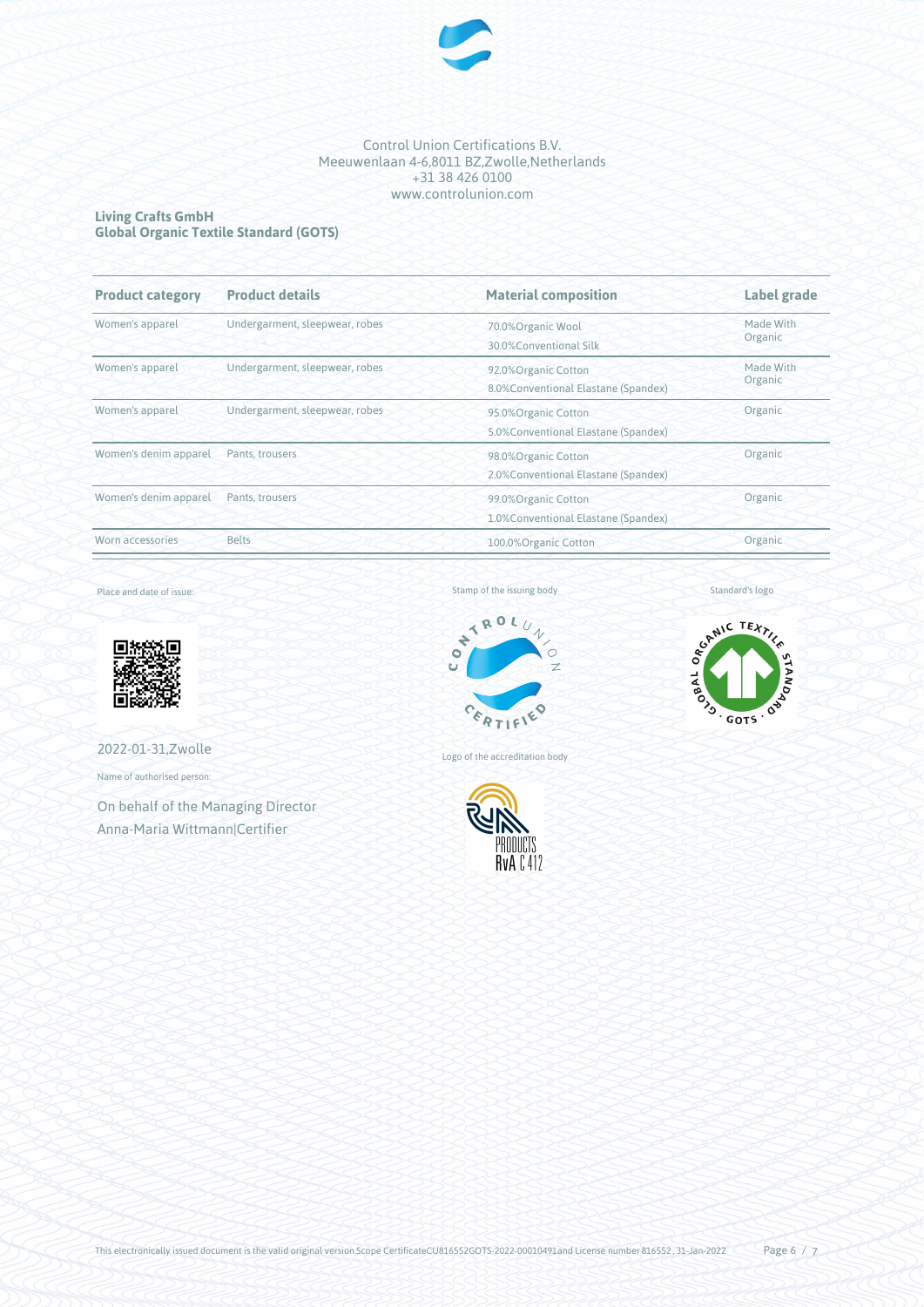Control Union Certifications B.V.
Meeuwenlaan 4-6,8011 BZ,Zwolle,Netherlands
+31 38 426 0100
www.controlunion.com

**Living Crafts GmbH**
**Global Organic Textile Standard (GOTS)**

| Product category | Product details | Material composition | Label grade |
|---|---|---|---|
| Women's apparel | Undergarment, sleepwear, robes | 70.0%Organic Wool<br>30.0%Conventional Silk | Made With Organic |
| Women's apparel | Undergarment, sleepwear, robes | 92.0%Organic Cotton<br>8.0%Conventional Elastane (Spandex) | Made With Organic |
| Women's apparel | Undergarment, sleepwear, robes | 95.0%Organic Cotton<br>5.0%Conventional Elastane (Spandex) | Organic |
| Women's denim apparel | Pants, trousers | 98.0%Organic Cotton<br>2.0%Conventional Elastane (Spandex) | Organic |
| Women's denim apparel | Pants, trousers | 99.0%Organic Cotton<br>1.0%Conventional Elastane (Spandex) | Organic |
| Worn accessories | Belts | 100.0%Organic Cotton | Organic |

Place and date of issue:

2022-01-31,Zwolle

Name of authorised person:

On behalf of the Managing Director
Anna-Maria Wittmann|Certifier

Stamp of the issuing body

Logo of the accreditation body

Standard's logo

This electronically issued document is the valid original version.Scope CertificateCU816552GOTS-2022-00010491and License number 816552, 31-Jan-2022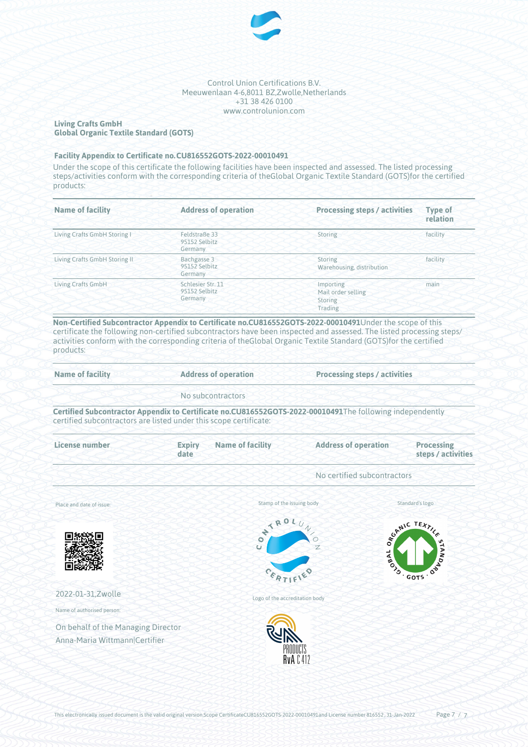Control Union Certifications B.V.
Meeuwenlaan 4-6,8011 BZ,Zwolle,Netherlands
+31 38 426 0100
www.controlunion.com

**Living Crafts GmbH**
**Global Organic Textile Standard (GOTS)**

### Facility Appendix to Certificate no. CU816552GOTS-2022-00010491

Under the scope of this certificate the following facilities have been inspected and assessed. The listed processing steps/activities conform with the corresponding criteria of theGlobal Organic Textile Standard (GOTS)for the certified products:

| Name of facility | Address of operation | Processing steps / activities | Type of relation |
|---|---|---|---|
| Living Crafts GmbH Storing I | Feldstraße 33<br>95152 Selbitz<br>Germany | Storing | facility |
| Living Crafts GmbH Storing II | Bachgasse 3<br>95152 Selbitz<br>Germany | Storing<br>Warehousing, distribution | facility |
| Living Crafts GmbH | Schlesier Str. 11<br>95152 Selbitz<br>Germany | Importing<br>Mail order selling<br>Storing<br>Trading | main |

**Non-Certified Subcontractor Appendix to Certificate no.CU816552GOTS-2022-00010491**Under the scope of this certificate the following non-certified subcontractors have been inspected and assessed. The listed processing steps/ activities conform with the corresponding criteria of theGlobal Organic Textile Standard (GOTS)for the certified products:

| Name of facility | Address of operation | Processing steps / activities |
|---|---|---|
| | No subcontractors | |

**Certified Subcontractor Appendix to Certificate no.CU816552GOTS-2022-00010491**The following independently certified subcontractors are listed under this scope certificate:

| License number | Expiry date | Name of facility | Address of operation | Processing steps / activities |
|---|---|---|---|---|
| | | | No certified subcontractors | |

Place and date of issue:

2022-01-31,Zwolle

Name of authorised person:

On behalf of the Managing Director
Anna-Maria Wittmann|Certifier

Stamp of the issuing body

Standard's logo

Logo of the accreditation body

This electronically issued document is the valid original version.Scope CertificateCU816552GOTS-2022-00010491and License number 816552, 31-Jan-2022